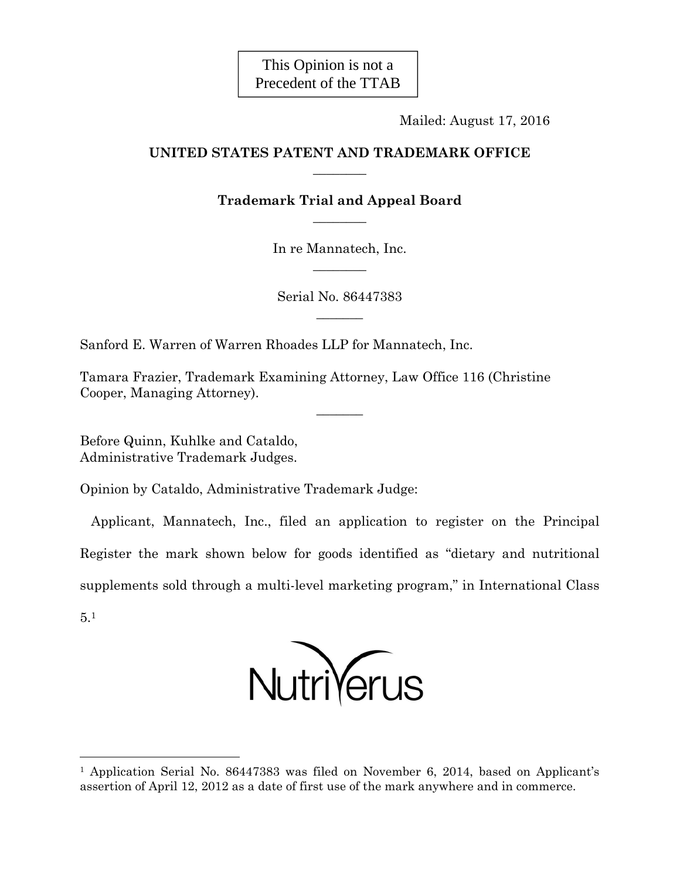This Opinion is not a Precedent of the TTAB

Mailed: August 17, 2016

**UNITED STATES PATENT AND TRADEMARK OFFICE**

———

**Trademark Trial and Appeal Board**

———

In re Mannatech, Inc.

———

Serial No. 86447383

———

Sanford E. Warren of Warren Rhoades LLP for Mannatech, Inc.

Tamara Frazier, Trademark Examining Attorney, Law Office 116 (Christine Cooper, Managing Attorney).

———

Before Quinn, Kuhlke and Cataldo, Administrative Trademark Judges.

Opinion by Cataldo, Administrative Trademark Judge:

Applicant, Mannatech, Inc., filed an application to register on the Principal Register the mark shown below for goods identified as "dietary and nutritional supplements sold through a multi-level marketing program," in International Class 5.[1]

NutriVerus

[1] Application Serial No. 86447383 was filed on November 6, 2014, based on Applicant's assertion of April 12, 2012 as a date of first use of the mark anywhere and in commerce.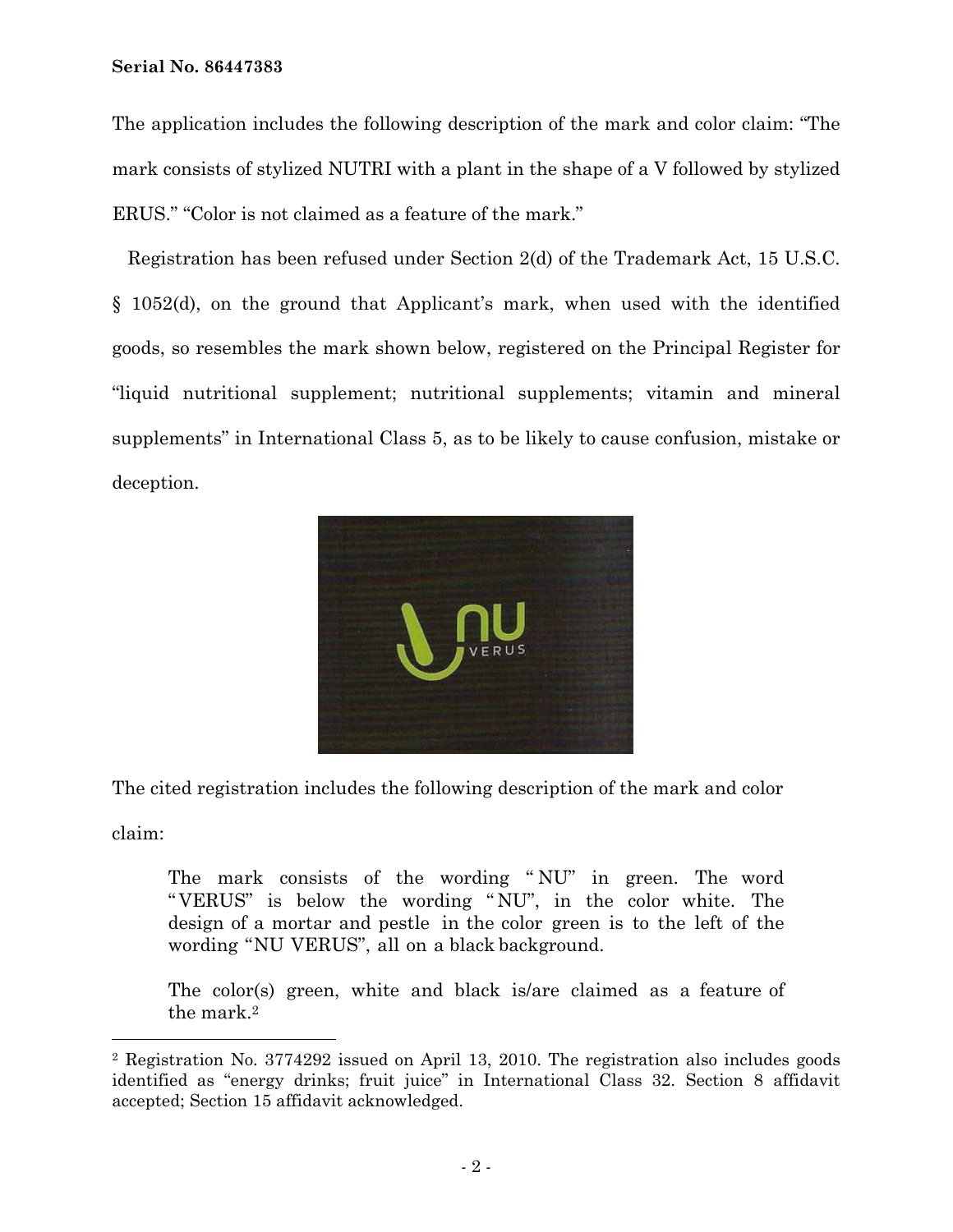**Serial No. 86447383**

The application includes the following description of the mark and color claim: "The mark consists of stylized NUTRI with a plant in the shape of a V followed by stylized ERUS." "Color is not claimed as a feature of the mark."

Registration has been refused under Section 2(d) of the Trademark Act, 15 U.S.C. § 1052(d), on the ground that Applicant's mark, when used with the identified goods, so resembles the mark shown below, registered on the Principal Register for "liquid nutritional supplement; nutritional supplements; vitamin and mineral supplements" in International Class 5, as to be likely to cause confusion, mistake or deception.

The cited registration includes the following description of the mark and color claim:

> The mark consists of the wording " NU" in green. The word "VERUS" is below the wording " NU", in the color white. The design of a mortar and pestle in the color green is to the left of the wording "NU VERUS", all on a black background.
>
> The color(s) green, white and black is/are claimed as a feature of the mark.[2]

---

[2] Registration No. 3774292 issued on April 13, 2010. The registration also includes goods identified as "energy drinks; fruit juice" in International Class 32. Section 8 affidavit accepted; Section 15 affidavit acknowledged.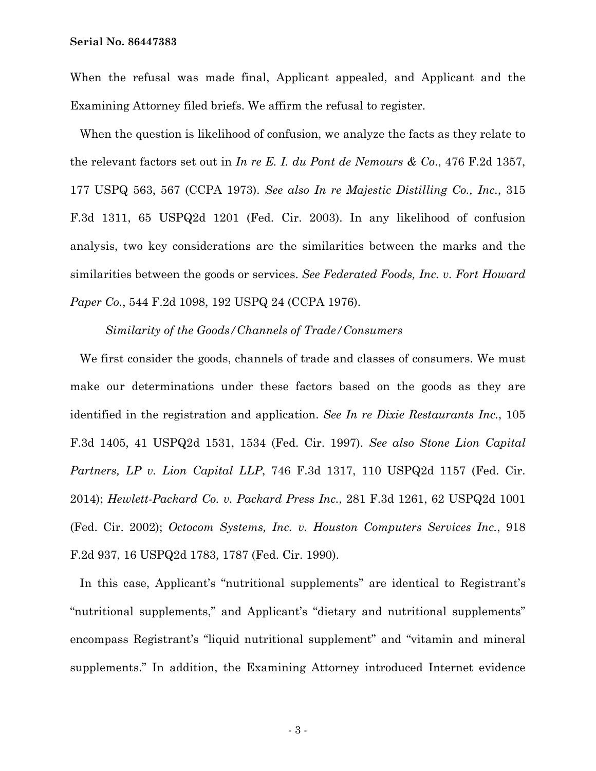When the refusal was made final, Applicant appealed, and Applicant and the Examining Attorney filed briefs. We affirm the refusal to register.

When the question is likelihood of confusion, we analyze the facts as they relate to the relevant factors set out in *In re E. I. du Pont de Nemours & Co*., 476 F.2d 1357, 177 USPQ 563, 567 (CCPA 1973). *See also In re Majestic Distilling Co., Inc.*, 315 F.3d 1311, 65 USPQ2d 1201 (Fed. Cir. 2003). In any likelihood of confusion analysis, two key considerations are the similarities between the marks and the similarities between the goods or services. *See Federated Foods, Inc. v. Fort Howard Paper Co.*, 544 F.2d 1098, 192 USPQ 24 (CCPA 1976).

*Similarity of the Goods/Channels of Trade/Consumers*

We first consider the goods, channels of trade and classes of consumers. We must make our determinations under these factors based on the goods as they are identified in the registration and application. *See In re Dixie Restaurants Inc.*, 105 F.3d 1405, 41 USPQ2d 1531, 1534 (Fed. Cir. 1997). *See also Stone Lion Capital Partners, LP v. Lion Capital LLP*, 746 F.3d 1317, 110 USPQ2d 1157 (Fed. Cir. 2014); *Hewlett-Packard Co. v. Packard Press Inc.*, 281 F.3d 1261, 62 USPQ2d 1001 (Fed. Cir. 2002); *Octocom Systems, Inc. v. Houston Computers Services Inc.*, 918 F.2d 937, 16 USPQ2d 1783, 1787 (Fed. Cir. 1990).

In this case, Applicant's "nutritional supplements" are identical to Registrant's "nutritional supplements," and Applicant's "dietary and nutritional supplements" encompass Registrant's "liquid nutritional supplement" and "vitamin and mineral supplements." In addition, the Examining Attorney introduced Internet evidence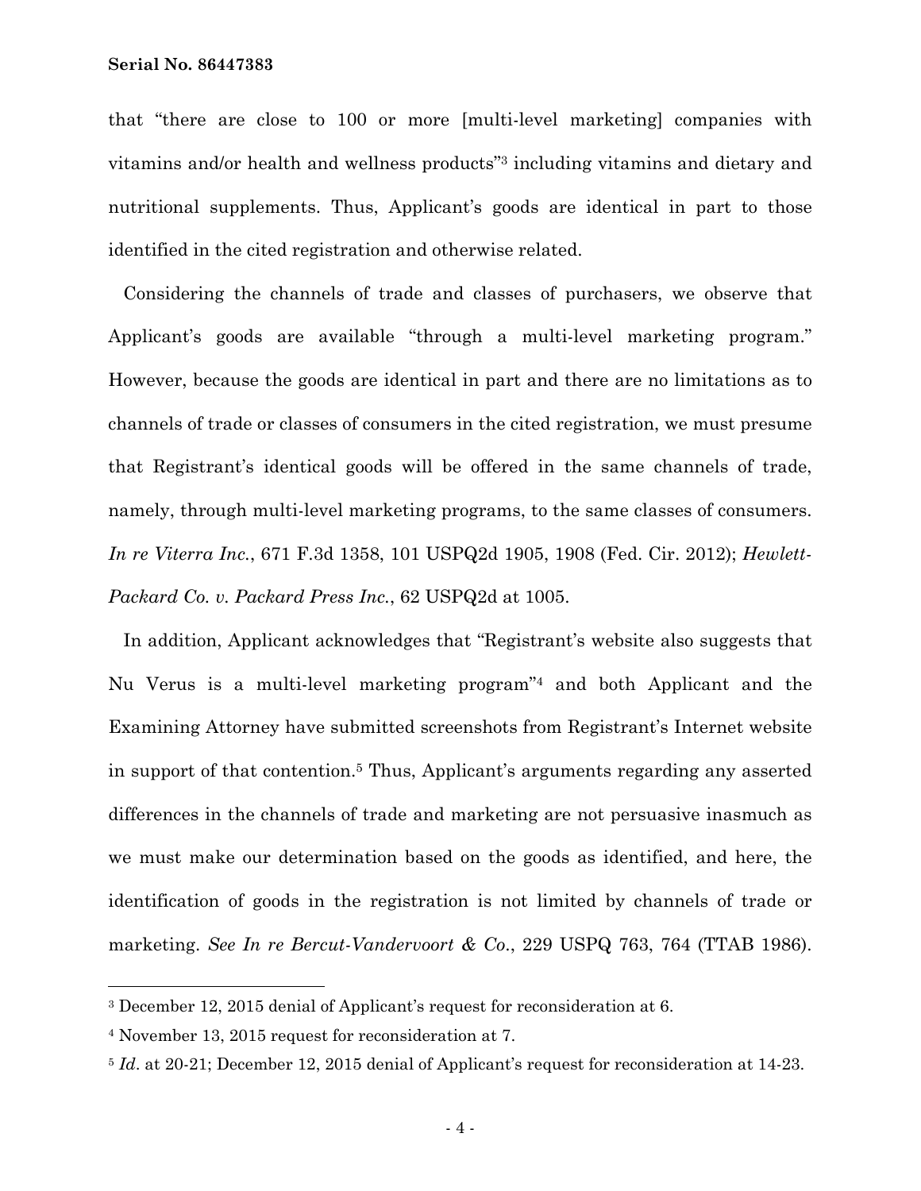that "there are close to 100 or more [multi-level marketing] companies with vitamins and/or health and wellness products"[3] including vitamins and dietary and nutritional supplements. Thus, Applicant's goods are identical in part to those identified in the cited registration and otherwise related.

Considering the channels of trade and classes of purchasers, we observe that Applicant's goods are available "through a multi-level marketing program." However, because the goods are identical in part and there are no limitations as to channels of trade or classes of consumers in the cited registration, we must presume that Registrant's identical goods will be offered in the same channels of trade, namely, through multi-level marketing programs, to the same classes of consumers. *In re Viterra Inc.*, 671 F.3d 1358, 101 USPQ2d 1905, 1908 (Fed. Cir. 2012); *Hewlett-Packard Co. v. Packard Press Inc.*, 62 USPQ2d at 1005.

In addition, Applicant acknowledges that "Registrant's website also suggests that Nu Verus is a multi-level marketing program"[4] and both Applicant and the Examining Attorney have submitted screenshots from Registrant's Internet website in support of that contention.[5] Thus, Applicant's arguments regarding any asserted differences in the channels of trade and marketing are not persuasive inasmuch as we must make our determination based on the goods as identified, and here, the identification of goods in the registration is not limited by channels of trade or marketing. *See In re Bercut-Vandervoort & Co.*, 229 USPQ 763, 764 (TTAB 1986).

---

[3] December 12, 2015 denial of Applicant's request for reconsideration at 6.

[4] November 13, 2015 request for reconsideration at 7.

[5] *Id*. at 20-21; December 12, 2015 denial of Applicant's request for reconsideration at 14-23.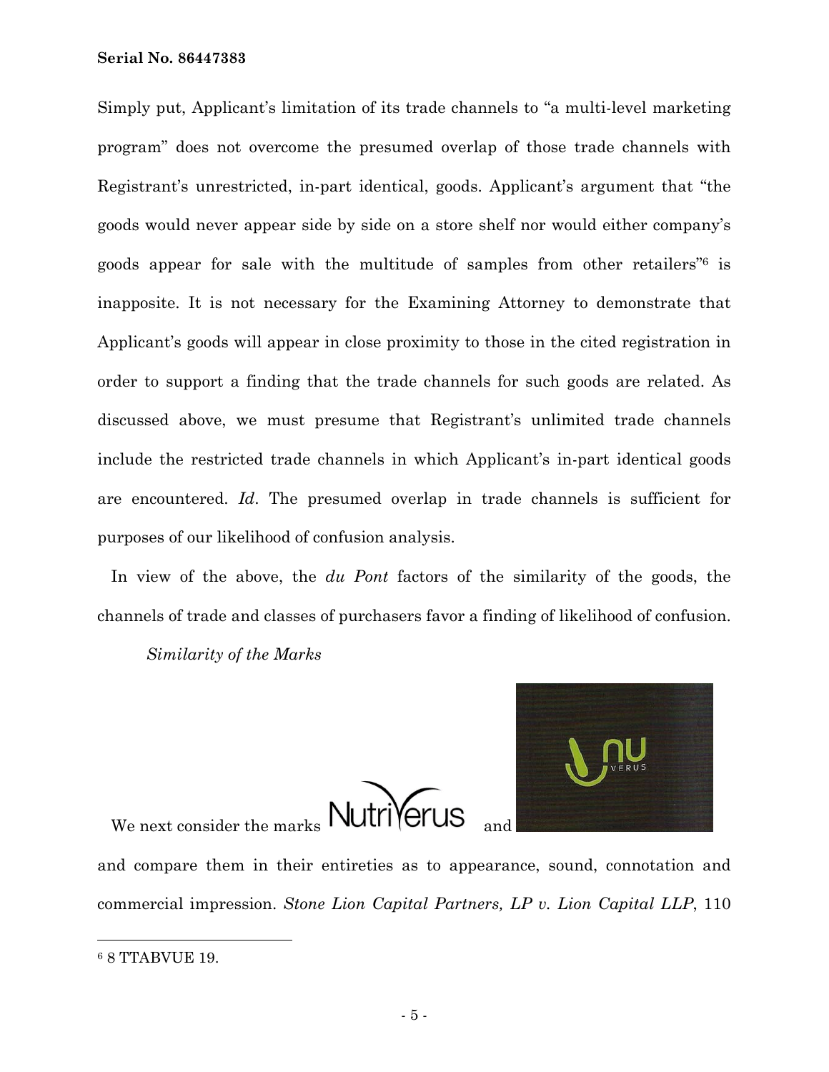Simply put, Applicant's limitation of its trade channels to "a multi-level marketing program" does not overcome the presumed overlap of those trade channels with Registrant's unrestricted, in-part identical, goods. Applicant's argument that "the goods would never appear side by side on a store shelf nor would either company's goods appear for sale with the multitude of samples from other retailers"[6] is inapposite. It is not necessary for the Examining Attorney to demonstrate that Applicant's goods will appear in close proximity to those in the cited registration in order to support a finding that the trade channels for such goods are related. As discussed above, we must presume that Registrant's unlimited trade channels include the restricted trade channels in which Applicant's in-part identical goods are encountered. *Id*. The presumed overlap in trade channels is sufficient for purposes of our likelihood of confusion analysis.

In view of the above, the *du Pont* factors of the similarity of the goods, the channels of trade and classes of purchasers favor a finding of likelihood of confusion.

*Similarity of the Marks*

We next consider the marks NutriVerus and NU VERUS

and compare them in their entireties as to appearance, sound, connotation and commercial impression. *Stone Lion Capital Partners, LP v. Lion Capital LLP*, 110

---

[6] 8 TTABVUE 19.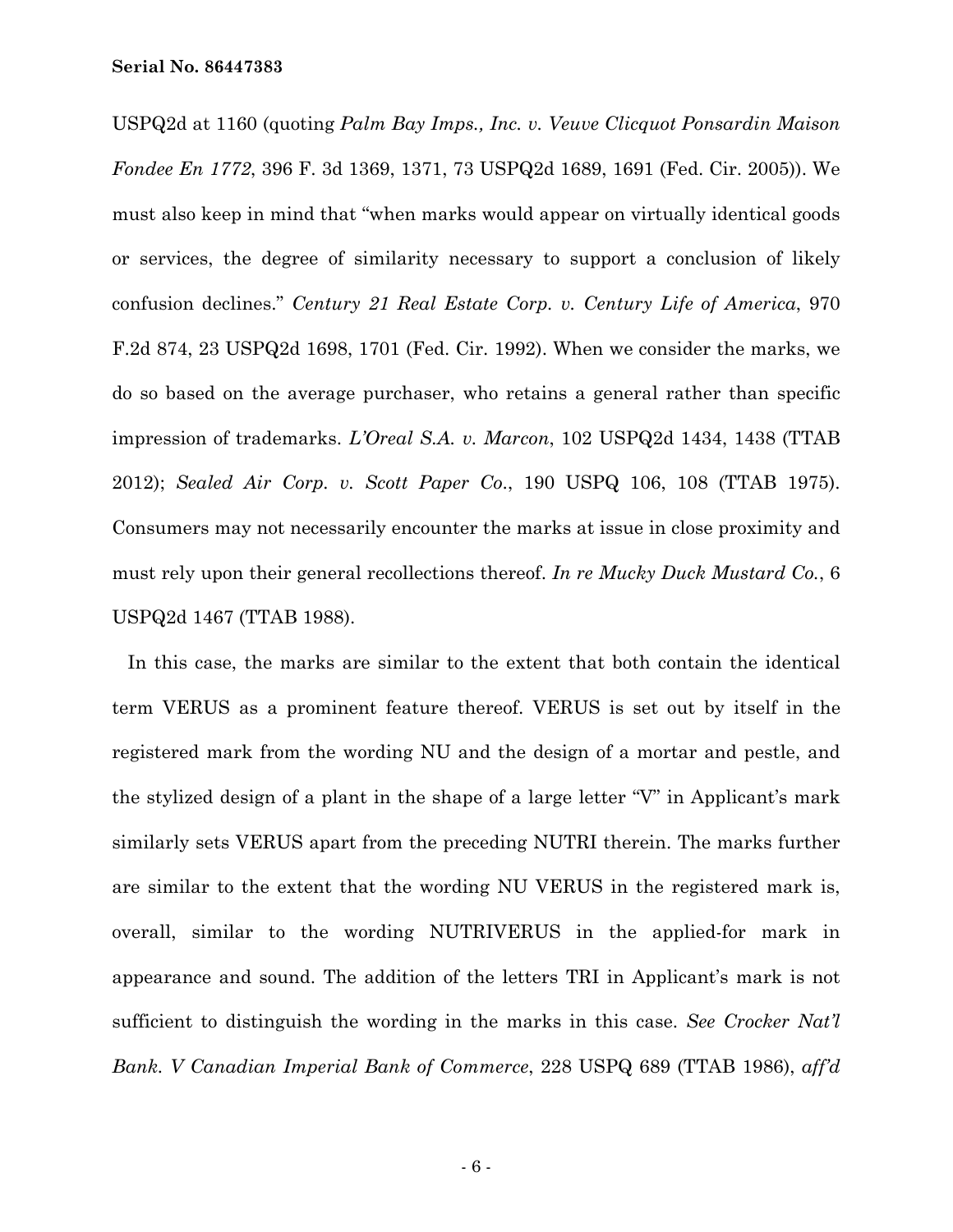USPQ2d at 1160 (quoting *Palm Bay Imps., Inc. v. Veuve Clicquot Ponsardin Maison Fondee En 1772*, 396 F. 3d 1369, 1371, 73 USPQ2d 1689, 1691 (Fed. Cir. 2005)). We must also keep in mind that "when marks would appear on virtually identical goods or services, the degree of similarity necessary to support a conclusion of likely confusion declines." *Century 21 Real Estate Corp. v. Century Life of America*, 970 F.2d 874, 23 USPQ2d 1698, 1701 (Fed. Cir. 1992). When we consider the marks, we do so based on the average purchaser, who retains a general rather than specific impression of trademarks. *L'Oreal S.A. v. Marcon*, 102 USPQ2d 1434, 1438 (TTAB 2012); *Sealed Air Corp. v. Scott Paper Co*., 190 USPQ 106, 108 (TTAB 1975). Consumers may not necessarily encounter the marks at issue in close proximity and must rely upon their general recollections thereof. *In re Mucky Duck Mustard Co.*, 6 USPQ2d 1467 (TTAB 1988).

In this case, the marks are similar to the extent that both contain the identical term VERUS as a prominent feature thereof. VERUS is set out by itself in the registered mark from the wording NU and the design of a mortar and pestle, and the stylized design of a plant in the shape of a large letter "V" in Applicant's mark similarly sets VERUS apart from the preceding NUTRI therein. The marks further are similar to the extent that the wording NU VERUS in the registered mark is, overall, similar to the wording NUTRIVERUS in the applied-for mark in appearance and sound. The addition of the letters TRI in Applicant's mark is not sufficient to distinguish the wording in the marks in this case. *See Crocker Nat'l Bank. V Canadian Imperial Bank of Commerce*, 228 USPQ 689 (TTAB 1986), *aff'd*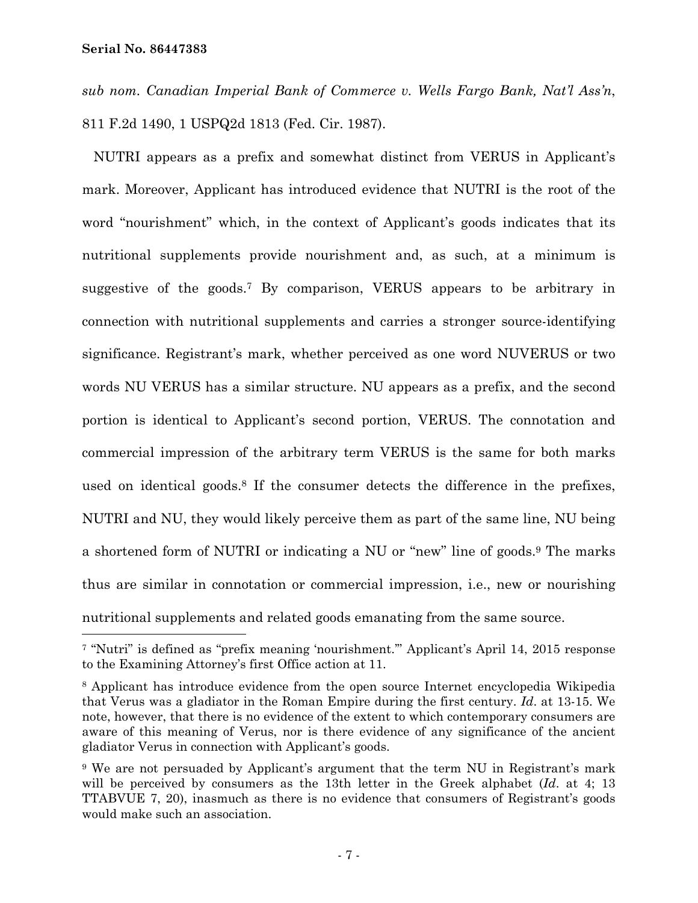*sub nom. Canadian Imperial Bank of Commerce v. Wells Fargo Bank, Nat'l Ass'n*, 811 F.2d 1490, 1 USPQ2d 1813 (Fed. Cir. 1987).

NUTRI appears as a prefix and somewhat distinct from VERUS in Applicant's mark. Moreover, Applicant has introduced evidence that NUTRI is the root of the word "nourishment" which, in the context of Applicant's goods indicates that its nutritional supplements provide nourishment and, as such, at a minimum is suggestive of the goods.[7] By comparison, VERUS appears to be arbitrary in connection with nutritional supplements and carries a stronger source-identifying significance. Registrant's mark, whether perceived as one word NUVERUS or two words NU VERUS has a similar structure. NU appears as a prefix, and the second portion is identical to Applicant's second portion, VERUS. The connotation and commercial impression of the arbitrary term VERUS is the same for both marks used on identical goods.[8] If the consumer detects the difference in the prefixes, NUTRI and NU, they would likely perceive them as part of the same line, NU being a shortened form of NUTRI or indicating a NU or "new" line of goods.[9] The marks thus are similar in connotation or commercial impression, i.e., new or nourishing nutritional supplements and related goods emanating from the same source.

---

[7] "Nutri" is defined as "prefix meaning 'nourishment.'" Applicant's April 14, 2015 response to the Examining Attorney's first Office action at 11.

[8] Applicant has introduce evidence from the open source Internet encyclopedia Wikipedia that Verus was a gladiator in the Roman Empire during the first century. *Id*. at 13-15. We note, however, that there is no evidence of the extent to which contemporary consumers are aware of this meaning of Verus, nor is there evidence of any significance of the ancient gladiator Verus in connection with Applicant's goods.

[9] We are not persuaded by Applicant's argument that the term NU in Registrant's mark will be perceived by consumers as the 13th letter in the Greek alphabet (*Id*. at 4; 13 TTABVUE 7, 20), inasmuch as there is no evidence that consumers of Registrant's goods would make such an association.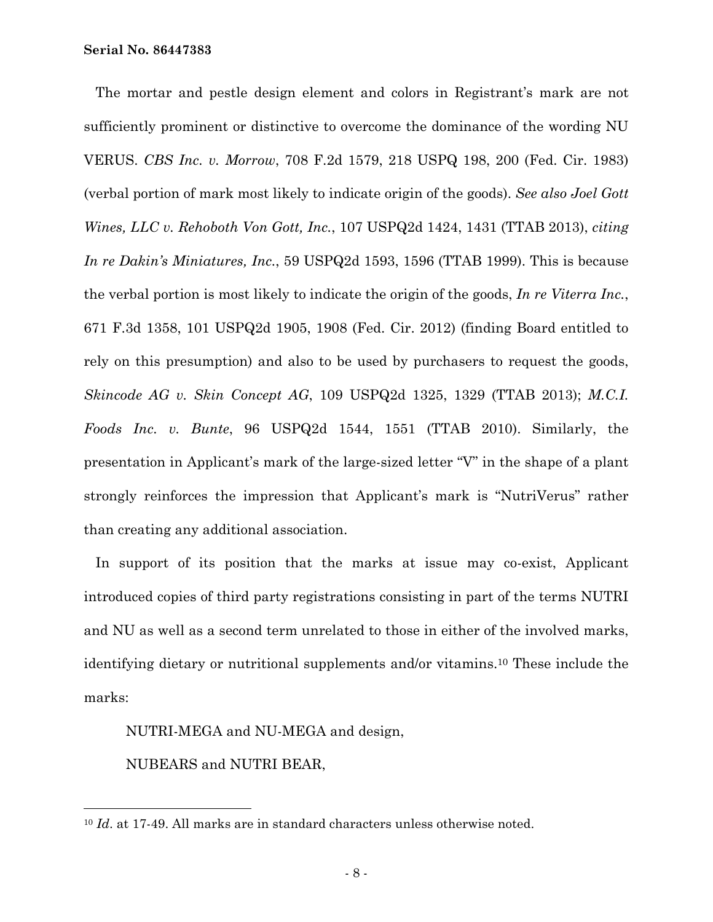The mortar and pestle design element and colors in Registrant's mark are not sufficiently prominent or distinctive to overcome the dominance of the wording NU VERUS. *CBS Inc. v. Morrow*, 708 F.2d 1579, 218 USPQ 198, 200 (Fed. Cir. 1983) (verbal portion of mark most likely to indicate origin of the goods). *See also Joel Gott Wines, LLC v. Rehoboth Von Gott, Inc.*, 107 USPQ2d 1424, 1431 (TTAB 2013), *citing In re Dakin's Miniatures, Inc.*, 59 USPQ2d 1593, 1596 (TTAB 1999). This is because the verbal portion is most likely to indicate the origin of the goods, *In re Viterra Inc.*, 671 F.3d 1358, 101 USPQ2d 1905, 1908 (Fed. Cir. 2012) (finding Board entitled to rely on this presumption) and also to be used by purchasers to request the goods, *Skincode AG v. Skin Concept AG*, 109 USPQ2d 1325, 1329 (TTAB 2013); *M.C.I. Foods Inc. v. Bunte*, 96 USPQ2d 1544, 1551 (TTAB 2010). Similarly, the presentation in Applicant's mark of the large-sized letter "V" in the shape of a plant strongly reinforces the impression that Applicant's mark is "NutriVerus" rather than creating any additional association.

In support of its position that the marks at issue may co-exist, Applicant introduced copies of third party registrations consisting in part of the terms NUTRI and NU as well as a second term unrelated to those in either of the involved marks, identifying dietary or nutritional supplements and/or vitamins.[10] These include the marks:

NUTRI-MEGA and NU-MEGA and design,

NUBEARS and NUTRI BEAR,

[10] *Id*. at 17-49. All marks are in standard characters unless otherwise noted.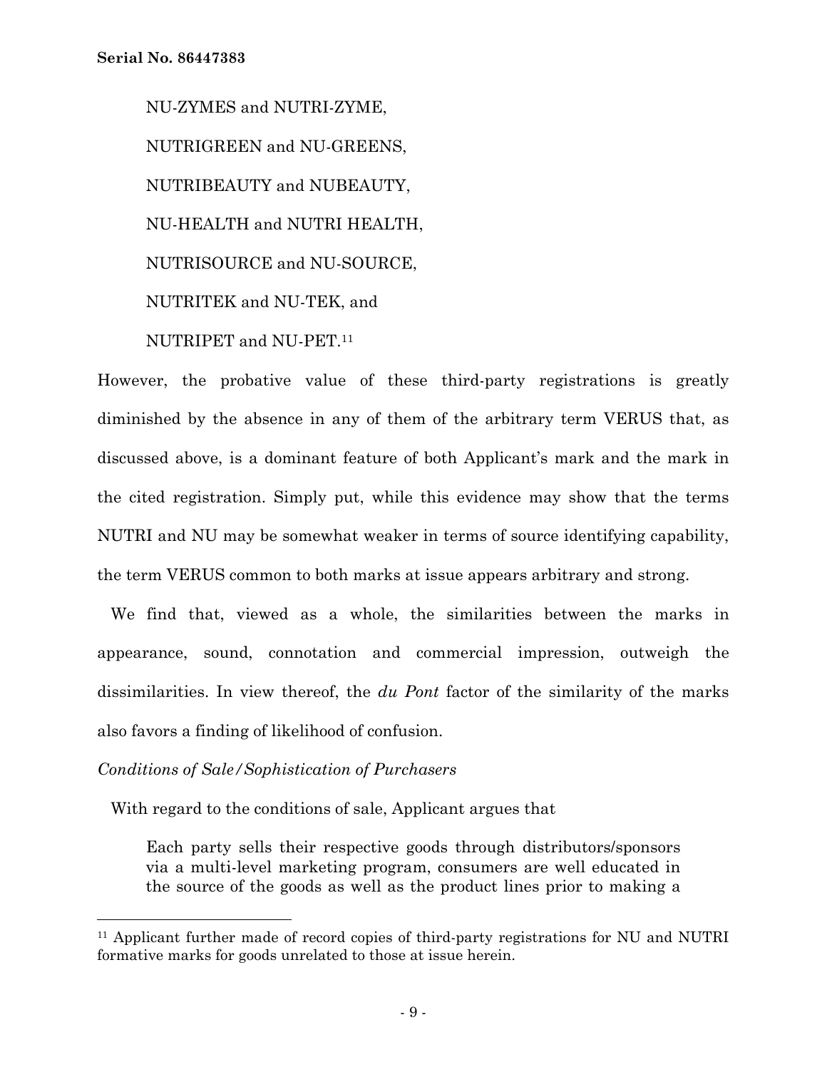NU-ZYMES and NUTRI-ZYME,

NUTRIGREEN and NU-GREENS,

NUTRIBEAUTY and NUBEAUTY,

NU-HEALTH and NUTRI HEALTH,

NUTRISOURCE and NU-SOURCE,

NUTRITEK and NU-TEK, and

NUTRIPET and NU-PET.[11]

However, the probative value of these third-party registrations is greatly diminished by the absence in any of them of the arbitrary term VERUS that, as discussed above, is a dominant feature of both Applicant's mark and the mark in the cited registration. Simply put, while this evidence may show that the terms NUTRI and NU may be somewhat weaker in terms of source identifying capability, the term VERUS common to both marks at issue appears arbitrary and strong.

We find that, viewed as a whole, the similarities between the marks in appearance, sound, connotation and commercial impression, outweigh the dissimilarities. In view thereof, the *du Pont* factor of the similarity of the marks also favors a finding of likelihood of confusion.

*Conditions of Sale/Sophistication of Purchasers*

With regard to the conditions of sale, Applicant argues that

> Each party sells their respective goods through distributors/sponsors via a multi-level marketing program, consumers are well educated in the source of the goods as well as the product lines prior to making a

[11] Applicant further made of record copies of third-party registrations for NU and NUTRI formative marks for goods unrelated to those at issue herein.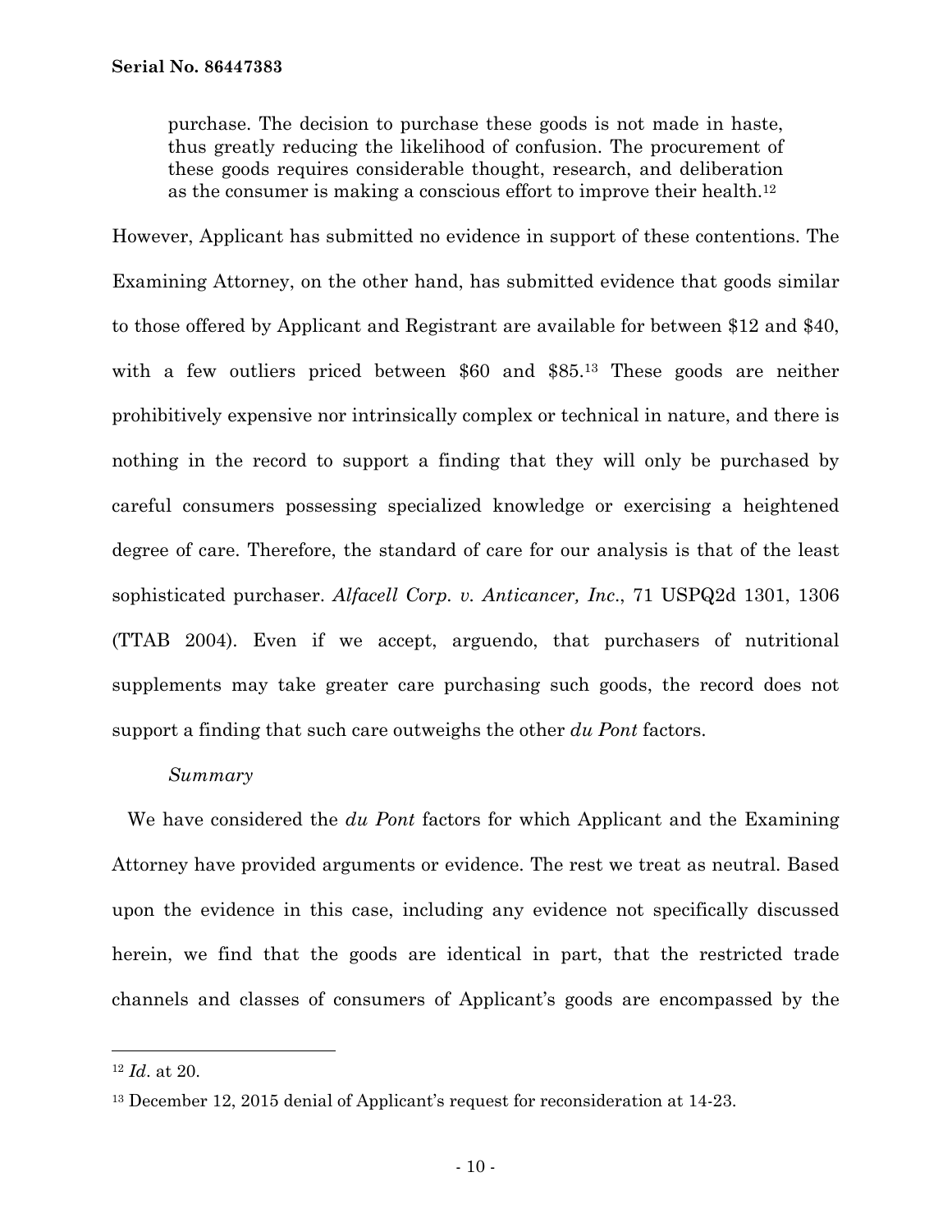purchase. The decision to purchase these goods is not made in haste, thus greatly reducing the likelihood of confusion. The procurement of these goods requires considerable thought, research, and deliberation as the consumer is making a conscious effort to improve their health.[12]

However, Applicant has submitted no evidence in support of these contentions. The Examining Attorney, on the other hand, has submitted evidence that goods similar to those offered by Applicant and Registrant are available for between $12 and $40, with a few outliers priced between $60 and $85.[13] These goods are neither prohibitively expensive nor intrinsically complex or technical in nature, and there is nothing in the record to support a finding that they will only be purchased by careful consumers possessing specialized knowledge or exercising a heightened degree of care. Therefore, the standard of care for our analysis is that of the least sophisticated purchaser. *Alfacell Corp. v. Anticancer, Inc.*, 71 USPQ2d 1301, 1306 (TTAB 2004). Even if we accept, arguendo, that purchasers of nutritional supplements may take greater care purchasing such goods, the record does not support a finding that such care outweighs the other *du Pont* factors.

*Summary*

We have considered the *du Pont* factors for which Applicant and the Examining Attorney have provided arguments or evidence. The rest we treat as neutral. Based upon the evidence in this case, including any evidence not specifically discussed herein, we find that the goods are identical in part, that the restricted trade channels and classes of consumers of Applicant's goods are encompassed by the

---

[12] *Id*. at 20.

[13] December 12, 2015 denial of Applicant's request for reconsideration at 14-23.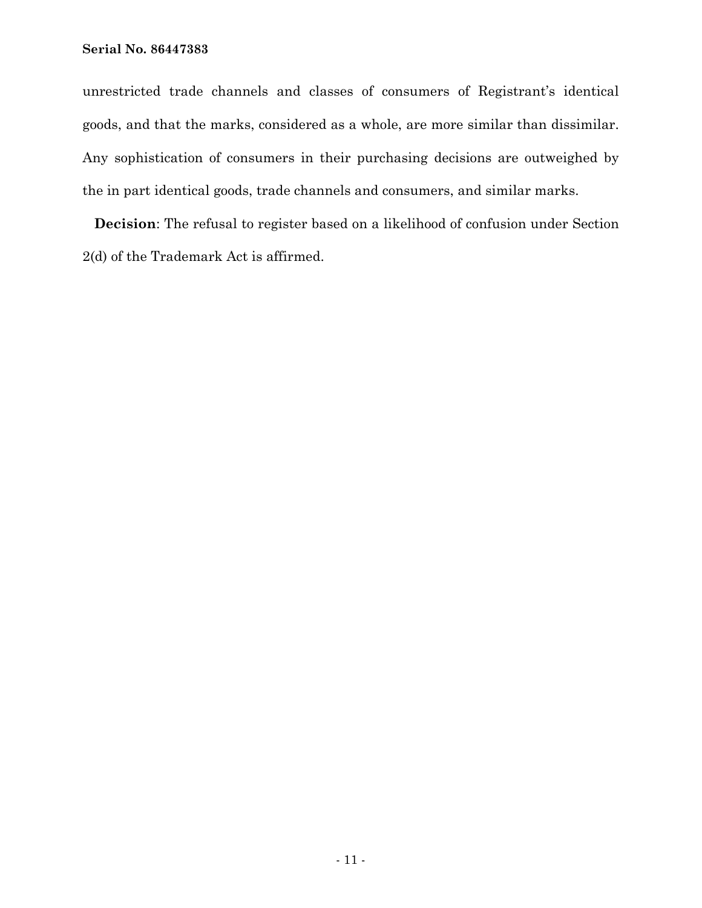unrestricted trade channels and classes of consumers of Registrant's identical goods, and that the marks, considered as a whole, are more similar than dissimilar. Any sophistication of consumers in their purchasing decisions are outweighed by the in part identical goods, trade channels and consumers, and similar marks.

**Decision**: The refusal to register based on a likelihood of confusion under Section 2(d) of the Trademark Act is affirmed.